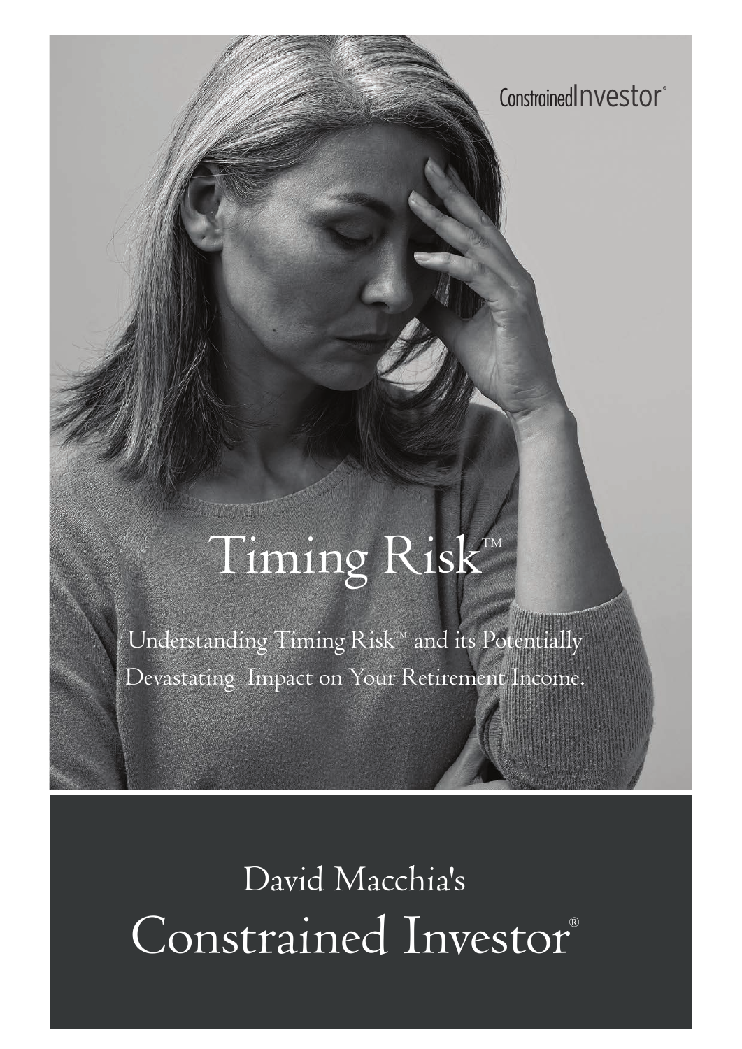ConstrainedInvestor®

# Timing Risk™

Understanding Timing Risk™ and its Potentially Devastating Impact on Your Retirement Income.

## David Macchia's Constrained Investor®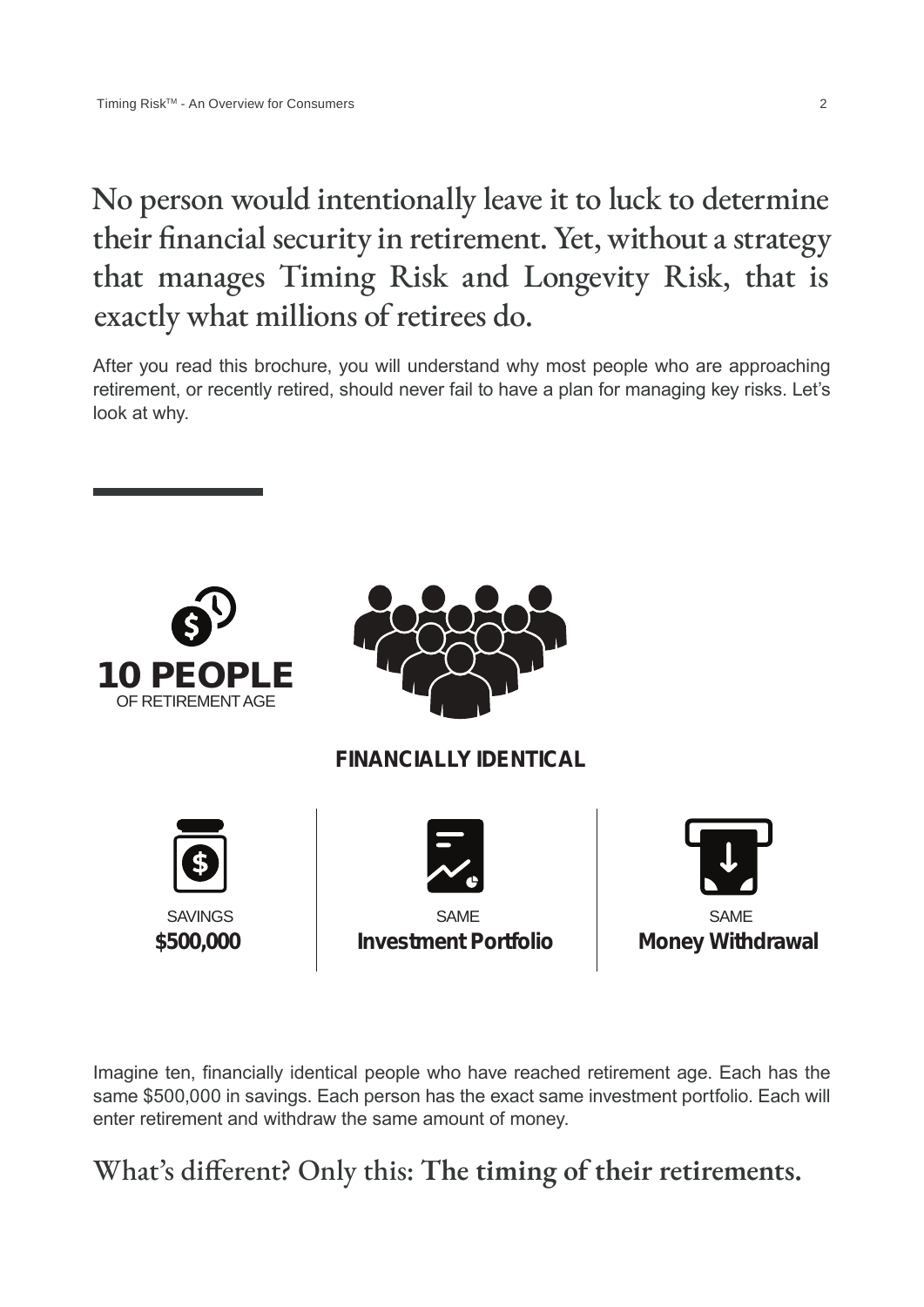## No person would intentionally leave it to luck to determine their financial security in retirement. Yet, without a strategy that manages Timing Risk and Longevity Risk, that is exactly what millions of retirees do.

After you read this brochure, you will understand why most people who are approaching retirement, or recently retired, should never fail to have a plan for managing key risks. Let's look at why.

**10 PEOPLE**
OF RETIREMENT AGE

**FINANCIALLY IDENTICAL**

| SAVINGS | SAME | SAME |
|---|---|---|
| **$500,000** | **Investment Portfolio** | **Money Withdrawal** |

Imagine ten, financially identical people who have reached retirement age. Each has the same $500,000 in savings. Each person has the exact same investment portfolio. Each will enter retirement and withdraw the same amount of money.

## What's different? Only this: **The timing of their retirements.**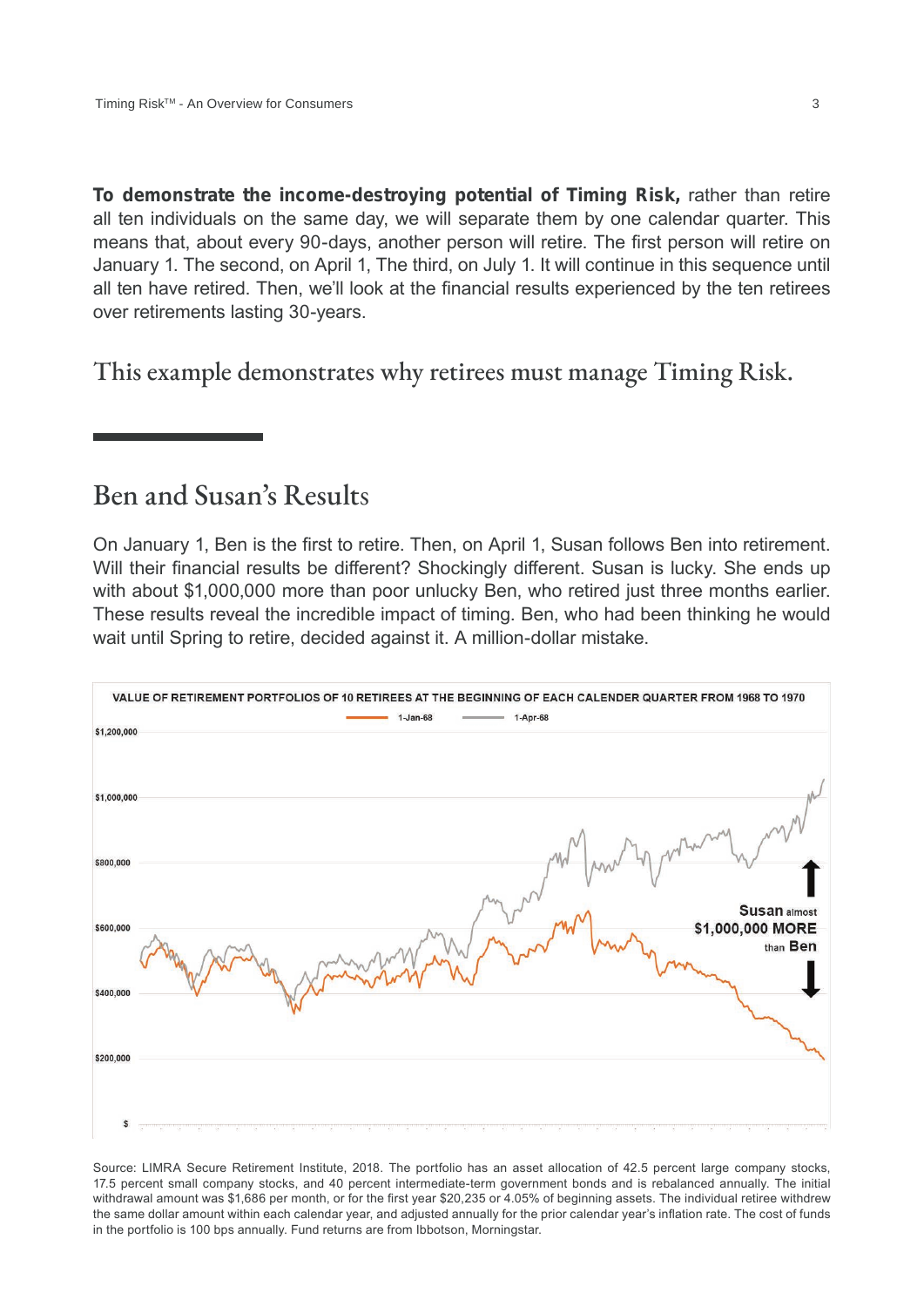**To demonstrate the income-destroying potential of Timing Risk,** rather than retire all ten individuals on the same day, we will separate them by one calendar quarter. This means that, about every 90-days, another person will retire. The first person will retire on January 1. The second, on April 1, The third, on July 1. It will continue in this sequence until all ten have retired. Then, we'll look at the financial results experienced by the ten retirees over retirements lasting 30-years.

This example demonstrates why retirees must manage Timing Risk.

## Ben and Susan's Results

On January 1, Ben is the first to retire. Then, on April 1, Susan follows Ben into retirement. Will their financial results be different? Shockingly different. Susan is lucky. She ends up with about $1,000,000 more than poor unlucky Ben, who retired just three months earlier. These results reveal the incredible impact of timing. Ben, who had been thinking he would wait until Spring to retire, decided against it. A million-dollar mistake.

VALUE OF RETIREMENT PORTFOLIOS OF 10 RETIREES AT THE BEGINNING OF EACH CALENDER QUARTER FROM 1968 TO 1970

1-Jan-68 | 1-Apr-68

$1,200,000 | $1,000,000 | $800,000 | $600,000 | $400,000 | $200,000 | $

Susan almost $1,000,000 MORE than Ben

Source: LIMRA Secure Retirement Institute, 2018. The portfolio has an asset allocation of 42.5 percent large company stocks, 17.5 percent small company stocks, and 40 percent intermediate-term government bonds and is rebalanced annually. The initial withdrawal amount was $1,686 per month, or for the first year $20,235 or 4.05% of beginning assets. The individual retiree withdrew the same dollar amount within each calendar year, and adjusted annually for the prior calendar year's inflation rate. The cost of funds in the portfolio is 100 bps annually. Fund returns are from Ibbotson, Morningstar.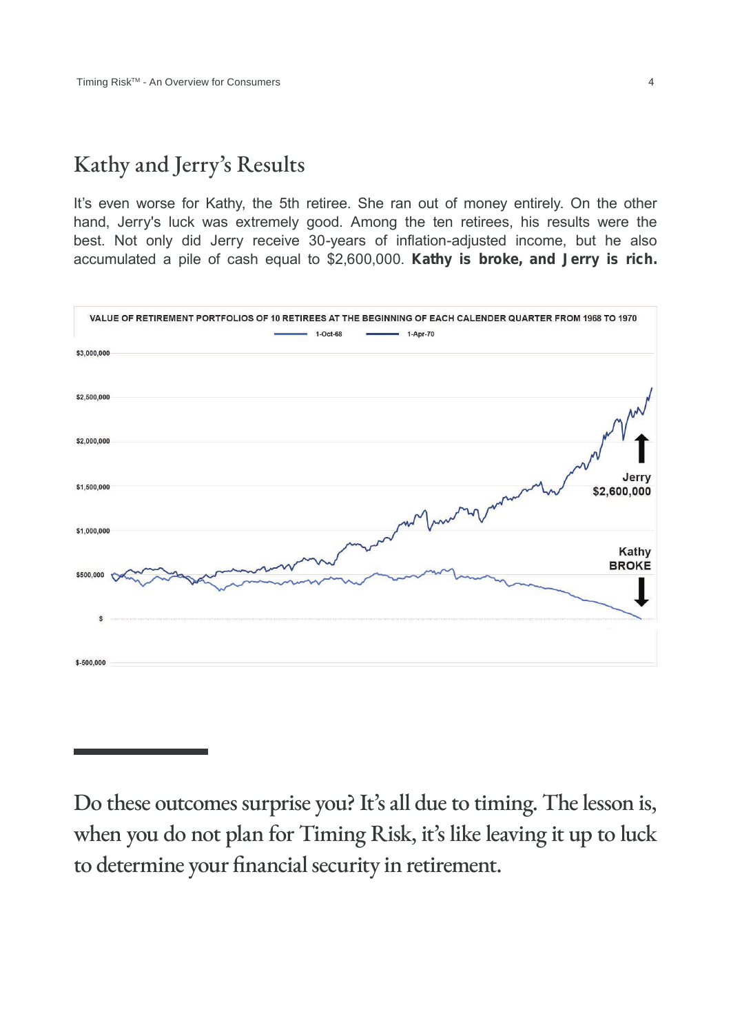## Kathy and Jerry's Results

It's even worse for Kathy, the 5th retiree. She ran out of money entirely. On the other hand, Jerry's luck was extremely good. Among the ten retirees, his results were the best. Not only did Jerry receive 30-years of inflation-adjusted income, but he also accumulated a pile of cash equal to $2,600,000. **Kathy is broke, and Jerry is rich.**

VALUE OF RETIREMENT PORTFOLIOS OF 10 RETIREES AT THE BEGINNING OF EACH CALENDER QUARTER FROM 1968 TO 1970

1-Oct-68 — 1-Apr-70

$3,000,000
$2,500,000
$2,000,000
$1,500,000
$1,000,000
$500,000
$
$-500,000

Jerry $2,600,000

Kathy BROKE

---

Do these outcomes surprise you? It's all due to timing. The lesson is, when you do not plan for Timing Risk, it's like leaving it up to luck to determine your financial security in retirement.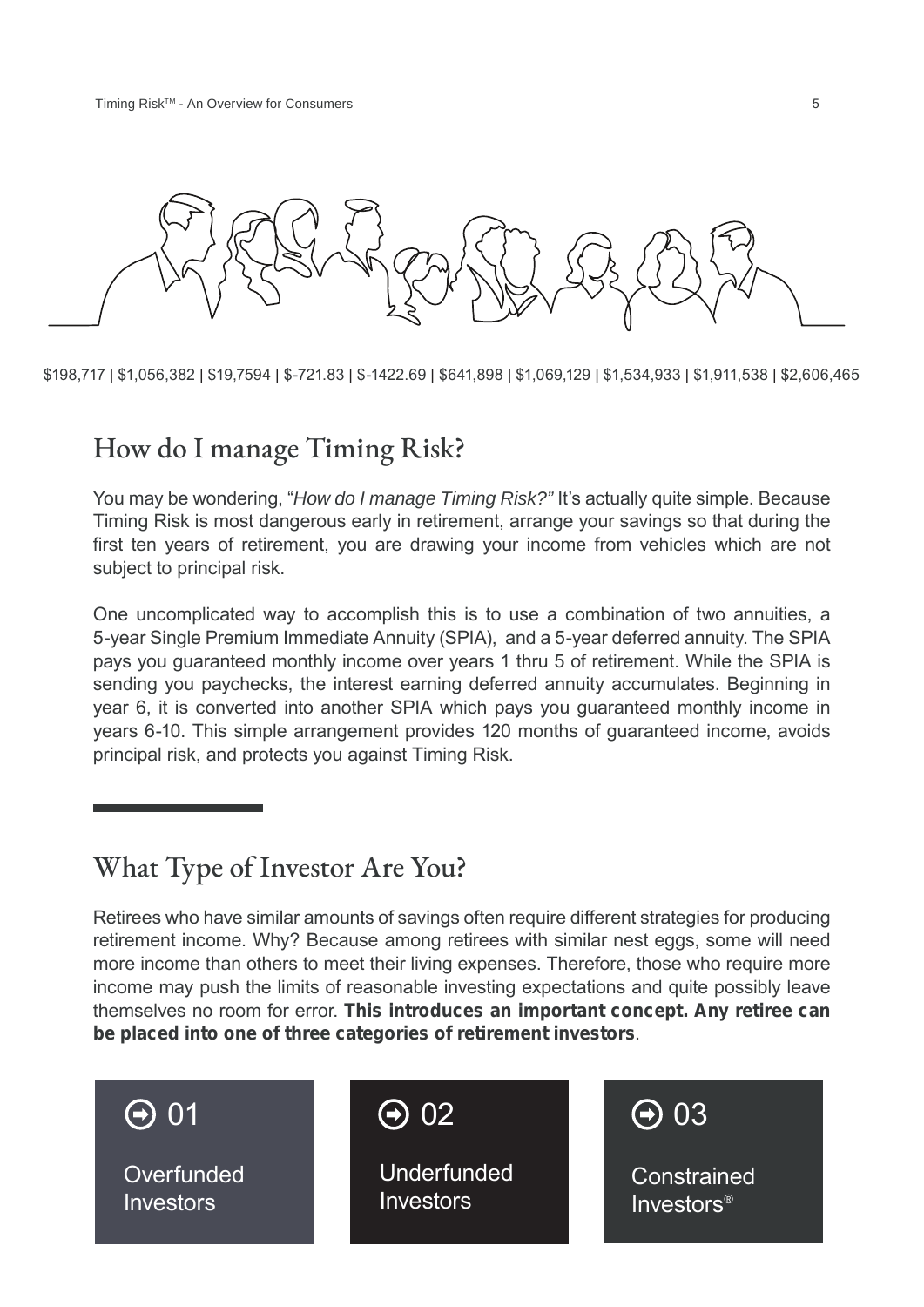$198,717 | $1,056,382 | $19,7594 | $-721.83 | $-1422.69 | $641,898 | $1,069,129 | $1,534,933 | $1,911,538 | $2,606,465

## How do I manage Timing Risk?

You may be wondering, "*How do I manage Timing Risk?"* It's actually quite simple. Because Timing Risk is most dangerous early in retirement, arrange your savings so that during the first ten years of retirement, you are drawing your income from vehicles which are not subject to principal risk.

One uncomplicated way to accomplish this is to use a combination of two annuities, a 5-year Single Premium Immediate Annuity (SPIA), and a 5-year deferred annuity. The SPIA pays you guaranteed monthly income over years 1 thru 5 of retirement. While the SPIA is sending you paychecks, the interest earning deferred annuity accumulates. Beginning in year 6, it is converted into another SPIA which pays you guaranteed monthly income in years 6-10. This simple arrangement provides 120 months of guaranteed income, avoids principal risk, and protects you against Timing Risk.

## What Type of Investor Are You?

Retirees who have similar amounts of savings often require different strategies for producing retirement income. Why? Because among retirees with similar nest eggs, some will need more income than others to meet their living expenses. Therefore, those who require more income may push the limits of reasonable investing expectations and quite possibly leave themselves no room for error. **This introduces an important concept. Any retiree can be placed into one of three categories of retirement investors**.

01 Overfunded Investors

02 Underfunded Investors

03 Constrained Investors®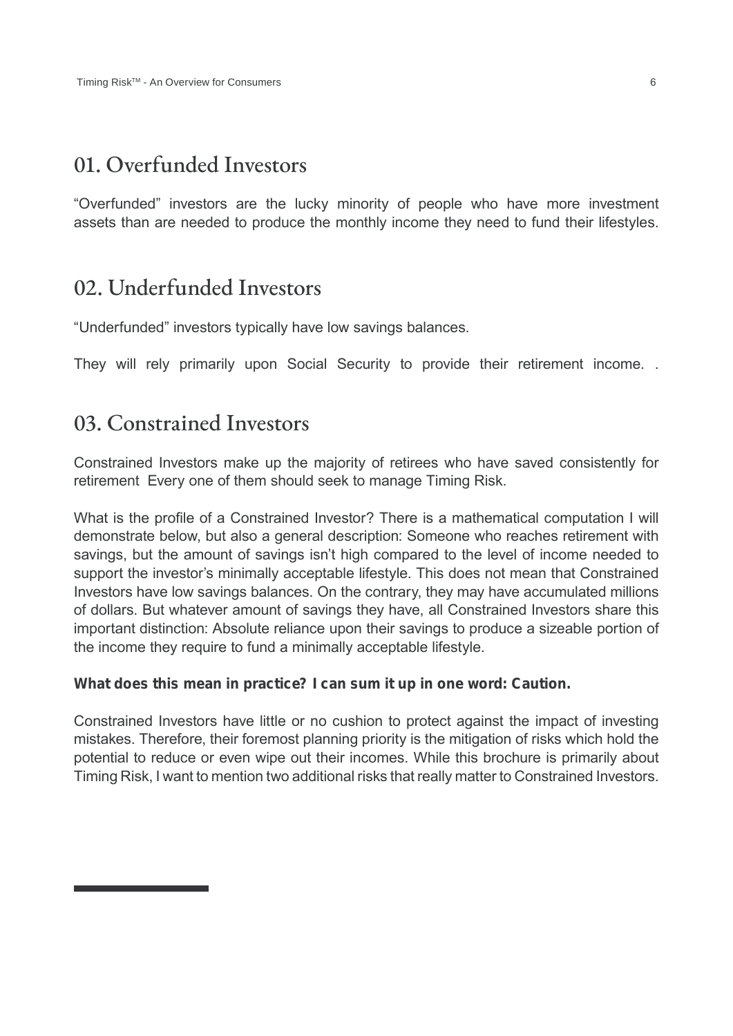## 01. Overfunded Investors

“Overfunded” investors are the lucky minority of people who have more investment assets than are needed to produce the monthly income they need to fund their lifestyles.

## 02. Underfunded Investors

“Underfunded” investors typically have low savings balances.

They will rely primarily upon Social Security to provide their retirement income. .

## 03. Constrained Investors

Constrained Investors make up the majority of retirees who have saved consistently for retirement  Every one of them should seek to manage Timing Risk.

What is the profile of a Constrained Investor? There is a mathematical computation I will demonstrate below, but also a general description: Someone who reaches retirement with savings, but the amount of savings isn’t high compared to the level of income needed to support the investor’s minimally acceptable lifestyle. This does not mean that Constrained Investors have low savings balances. On the contrary, they may have accumulated millions of dollars. But whatever amount of savings they have, all Constrained Investors share this important distinction: Absolute reliance upon their savings to produce a sizeable portion of the income they require to fund a minimally acceptable lifestyle.

**What does this mean in practice? I can sum it up in one word: Caution.**

Constrained Investors have little or no cushion to protect against the impact of investing mistakes. Therefore, their foremost planning priority is the mitigation of risks which hold the potential to reduce or even wipe out their incomes. While this brochure is primarily about Timing Risk, I want to mention two additional risks that really matter to Constrained Investors.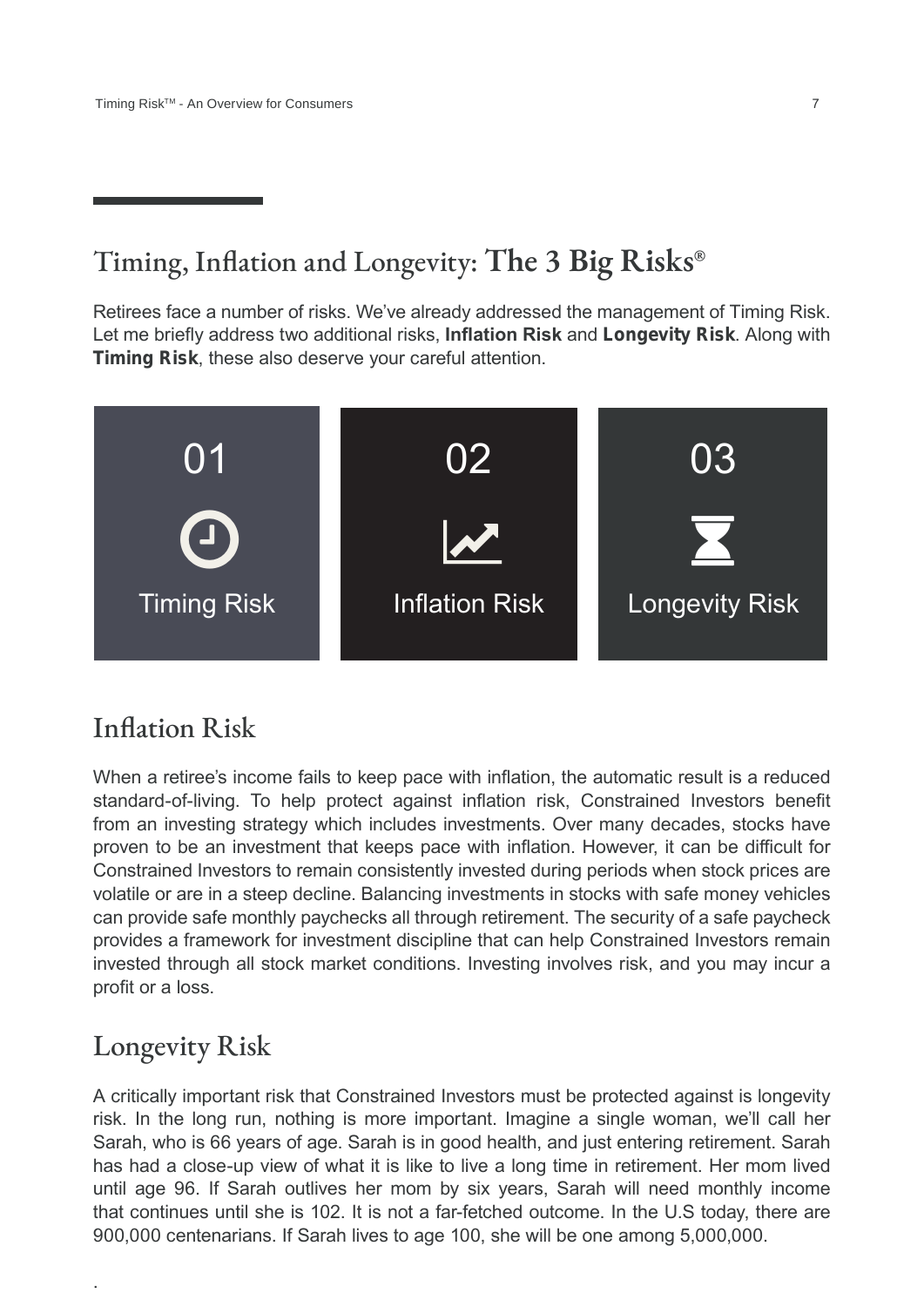## Timing, Inflation and Longevity: The 3 Big Risks®

Retirees face a number of risks. We've already addressed the management of Timing Risk. Let me briefly address two additional risks, **Inflation Risk** and **Longevity Risk**. Along with **Timing Risk**, these also deserve your careful attention.

01

Timing Risk

02

Inflation Risk

03

Longevity Risk

## Inflation Risk

When a retiree's income fails to keep pace with inflation, the automatic result is a reduced standard-of-living. To help protect against inflation risk, Constrained Investors benefit from an investing strategy which includes investments. Over many decades, stocks have proven to be an investment that keeps pace with inflation. However, it can be difficult for Constrained Investors to remain consistently invested during periods when stock prices are volatile or are in a steep decline. Balancing investments in stocks with safe money vehicles can provide safe monthly paychecks all through retirement. The security of a safe paycheck provides a framework for investment discipline that can help Constrained Investors remain invested through all stock market conditions. Investing involves risk, and you may incur a profit or a loss.

## Longevity Risk

A critically important risk that Constrained Investors must be protected against is longevity risk. In the long run, nothing is more important. Imagine a single woman, we'll call her Sarah, who is 66 years of age. Sarah is in good health, and just entering retirement. Sarah has had a close-up view of what it is like to live a long time in retirement. Her mom lived until age 96. If Sarah outlives her mom by six years, Sarah will need monthly income that continues until she is 102. It is not a far-fetched outcome. In the U.S today, there are 900,000 centenarians. If Sarah lives to age 100, she will be one among 5,000,000.

.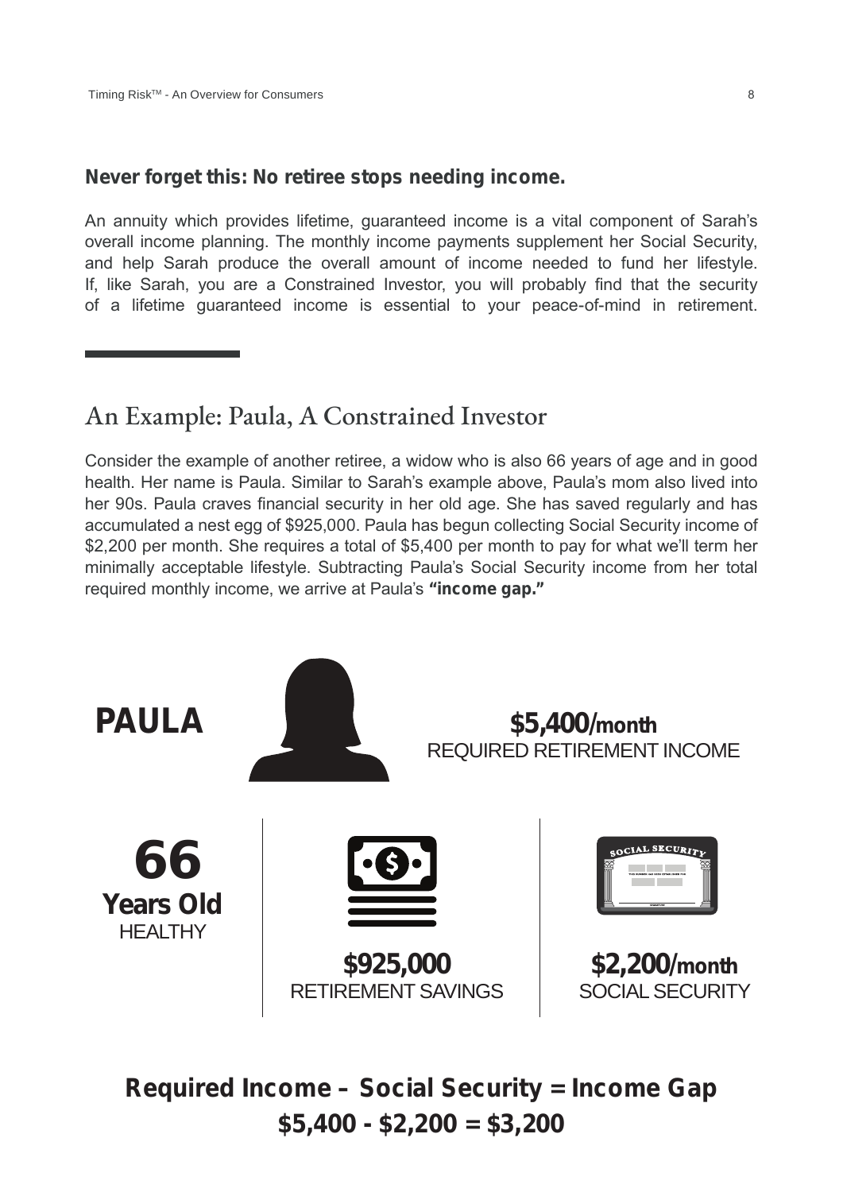**Never forget this: No retiree stops needing income.**

An annuity which provides lifetime, guaranteed income is a vital component of Sarah's overall income planning. The monthly income payments supplement her Social Security, and help Sarah produce the overall amount of income needed to fund her lifestyle. If, like Sarah, you are a Constrained Investor, you will probably find that the security of a lifetime guaranteed income is essential to your peace-of-mind in retirement.

## An Example: Paula, A Constrained Investor

Consider the example of another retiree, a widow who is also 66 years of age and in good health. Her name is Paula. Similar to Sarah's example above, Paula's mom also lived into her 90s. Paula craves financial security in her old age. She has saved regularly and has accumulated a nest egg of $925,000. Paula has begun collecting Social Security income of $2,200 per month. She requires a total of $5,400 per month to pay for what we'll term her minimally acceptable lifestyle. Subtracting Paula's Social Security income from her total required monthly income, we arrive at Paula's **"income gap."**

**PAULA**

**$5,400/month**
REQUIRED RETIREMENT INCOME

**66**
**Years Old**
HEALTHY

**$925,000**
RETIREMENT SAVINGS

**$2,200/month**
SOCIAL SECURITY

**Required Income – Social Security = Income Gap**
**$5,400 - $2,200 = $3,200**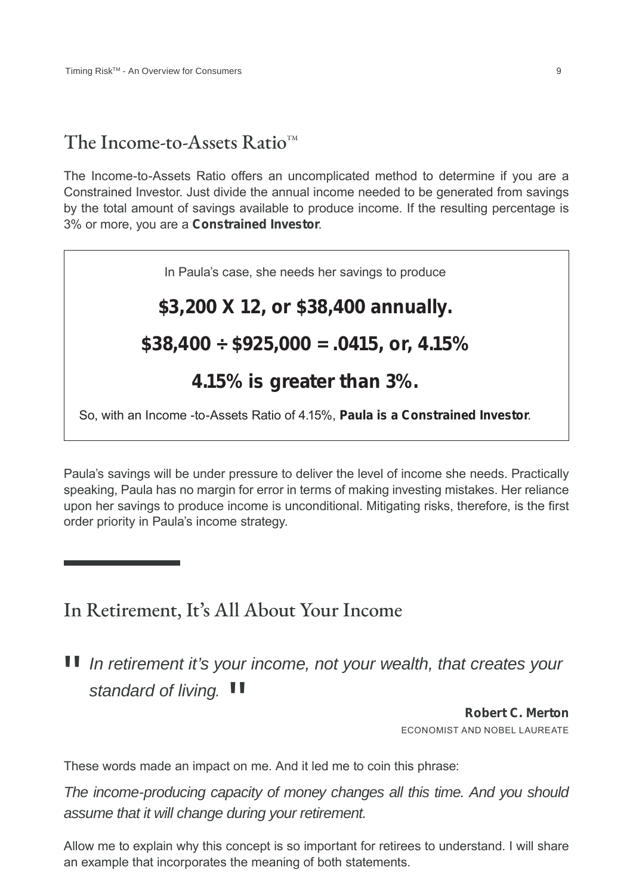## The Income-to-Assets Ratio™

The Income-to-Assets Ratio offers an uncomplicated method to determine if you are a Constrained Investor. Just divide the annual income needed to be generated from savings by the total amount of savings available to produce income. If the resulting percentage is 3% or more, you are a **Constrained Investor**.

> In Paula's case, she needs her savings to produce
>
> **$3,200 X 12, or $38,400 annually.**
>
> **$38,400 ÷ $925,000 = .0415, or, 4.15%**
>
> **4.15% is greater than 3%.**
>
> So, with an Income -to-Assets Ratio of 4.15%, **Paula is a Constrained Investor**.

Paula's savings will be under pressure to deliver the level of income she needs. Practically speaking, Paula has no margin for error in terms of making investing mistakes. Her reliance upon her savings to produce income is unconditional. Mitigating risks, therefore, is the first order priority in Paula's income strategy.

## In Retirement, It's All About Your Income

> "*In retirement it's your income, not your wealth, that creates your standard of living.*"
>
> **Robert C. Merton**
> ECONOMIST AND NOBEL LAUREATE

These words made an impact on me. And it led me to coin this phrase:

*The income-producing capacity of money changes all this time. And you should assume that it will change during your retirement.*

Allow me to explain why this concept is so important for retirees to understand. I will share an example that incorporates the meaning of both statements.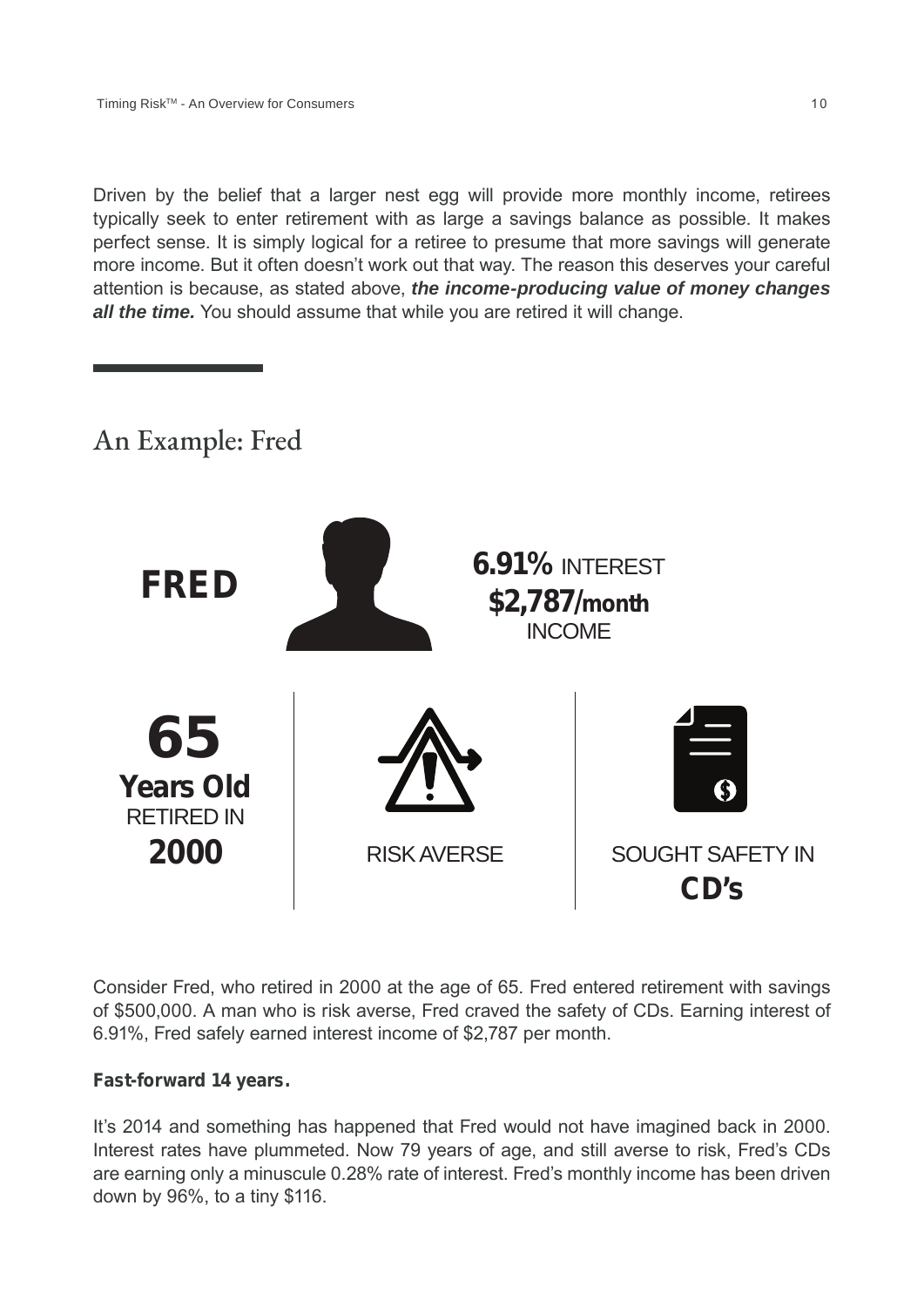Driven by the belief that a larger nest egg will provide more monthly income, retirees typically seek to enter retirement with as large a savings balance as possible. It makes perfect sense. It is simply logical for a retiree to presume that more savings will generate more income. But it often doesn't work out that way. The reason this deserves your careful attention is because, as stated above, ***the income-producing value of money changes all the time.*** You should assume that while you are retired it will change.

## An Example: Fred

**FRED**

**6.91%** INTEREST
**$2,787/month**
INCOME

**65**
**Years Old**
RETIRED IN
**2000**

RISK AVERSE

SOUGHT SAFETY IN
**CD's**

Consider Fred, who retired in 2000 at the age of 65. Fred entered retirement with savings of $500,000. A man who is risk averse, Fred craved the safety of CDs. Earning interest of 6.91%, Fred safely earned interest income of $2,787 per month.

**Fast-forward 14 years.**

It's 2014 and something has happened that Fred would not have imagined back in 2000. Interest rates have plummeted. Now 79 years of age, and still averse to risk, Fred's CDs are earning only a minuscule 0.28% rate of interest. Fred's monthly income has been driven down by 96%, to a tiny $116.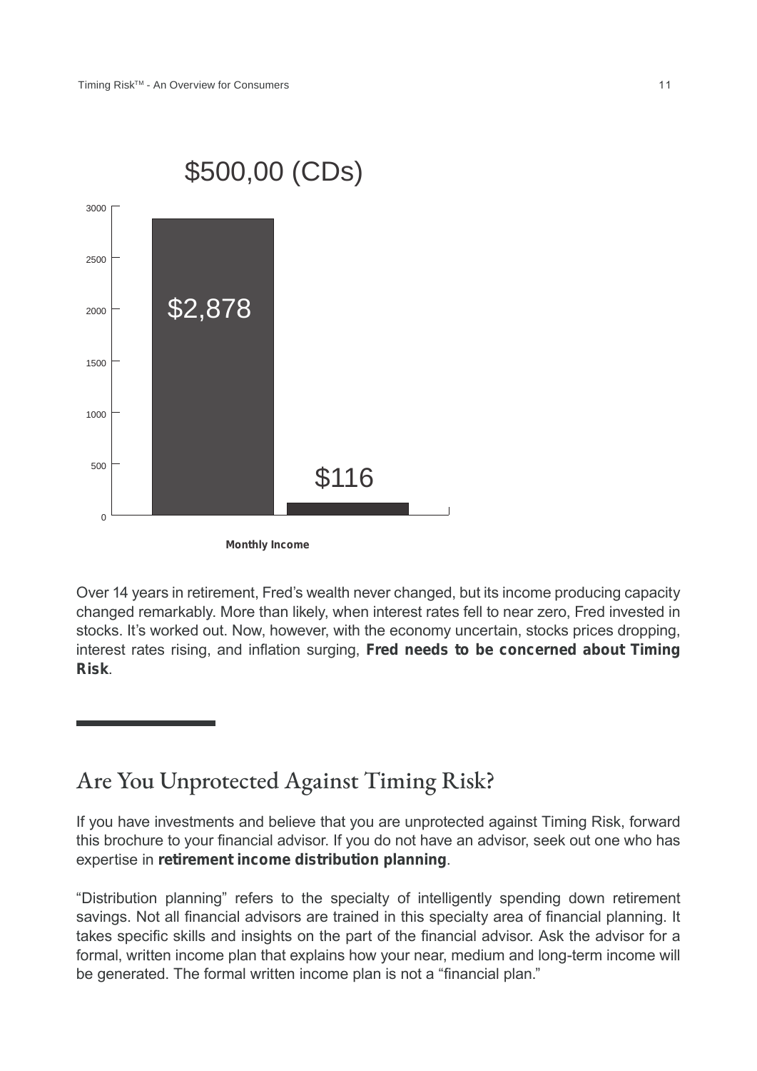$500,00 (CDs)

| Monthly Income | |
| --- | --- |
| $2,878 | $116 |

Over 14 years in retirement, Fred's wealth never changed, but its income producing capacity changed remarkably. More than likely, when interest rates fell to near zero, Fred invested in stocks. It's worked out. Now, however, with the economy uncertain, stocks prices dropping, interest rates rising, and inflation surging, **Fred needs to be concerned about Timing Risk**.

## Are You Unprotected Against Timing Risk?

If you have investments and believe that you are unprotected against Timing Risk, forward this brochure to your financial advisor. If you do not have an advisor, seek out one who has expertise in **retirement income distribution planning**.

"Distribution planning" refers to the specialty of intelligently spending down retirement savings. Not all financial advisors are trained in this specialty area of financial planning. It takes specific skills and insights on the part of the financial advisor. Ask the advisor for a formal, written income plan that explains how your near, medium and long-term income will be generated. The formal written income plan is not a "financial plan."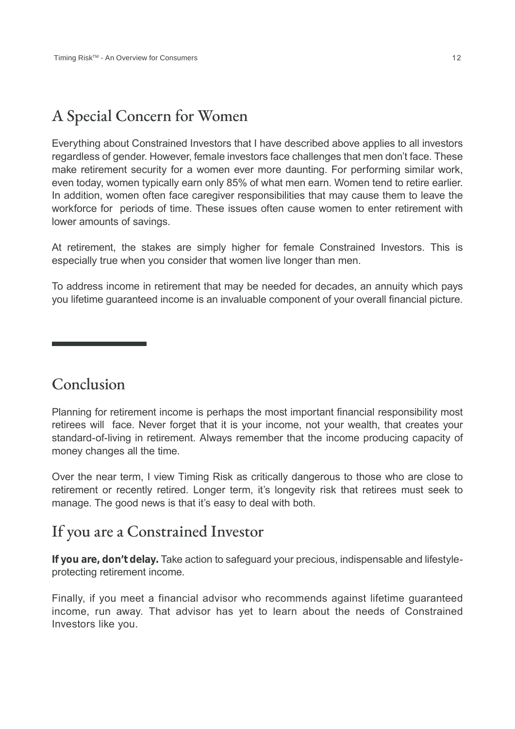## A Special Concern for Women

Everything about Constrained Investors that I have described above applies to all investors regardless of gender. However, female investors face challenges that men don't face. These make retirement security for a women ever more daunting. For performing similar work, even today, women typically earn only 85% of what men earn. Women tend to retire earlier. In addition, women often face caregiver responsibilities that may cause them to leave the workforce for periods of time. These issues often cause women to enter retirement with lower amounts of savings.

At retirement, the stakes are simply higher for female Constrained Investors. This is especially true when you consider that women live longer than men.

To address income in retirement that may be needed for decades, an annuity which pays you lifetime guaranteed income is an invaluable component of your overall financial picture.

---

## Conclusion

Planning for retirement income is perhaps the most important financial responsibility most retirees will face. Never forget that it is your income, not your wealth, that creates your standard-of-living in retirement. Always remember that the income producing capacity of money changes all the time.

Over the near term, I view Timing Risk as critically dangerous to those who are close to retirement or recently retired. Longer term, it's longevity risk that retirees must seek to manage. The good news is that it's easy to deal with both.

## If you are a Constrained Investor

**If you are, don't delay.** Take action to safeguard your precious, indispensable and lifestyle-protecting retirement income.

Finally, if you meet a financial advisor who recommends against lifetime guaranteed income, run away. That advisor has yet to learn about the needs of Constrained Investors like you.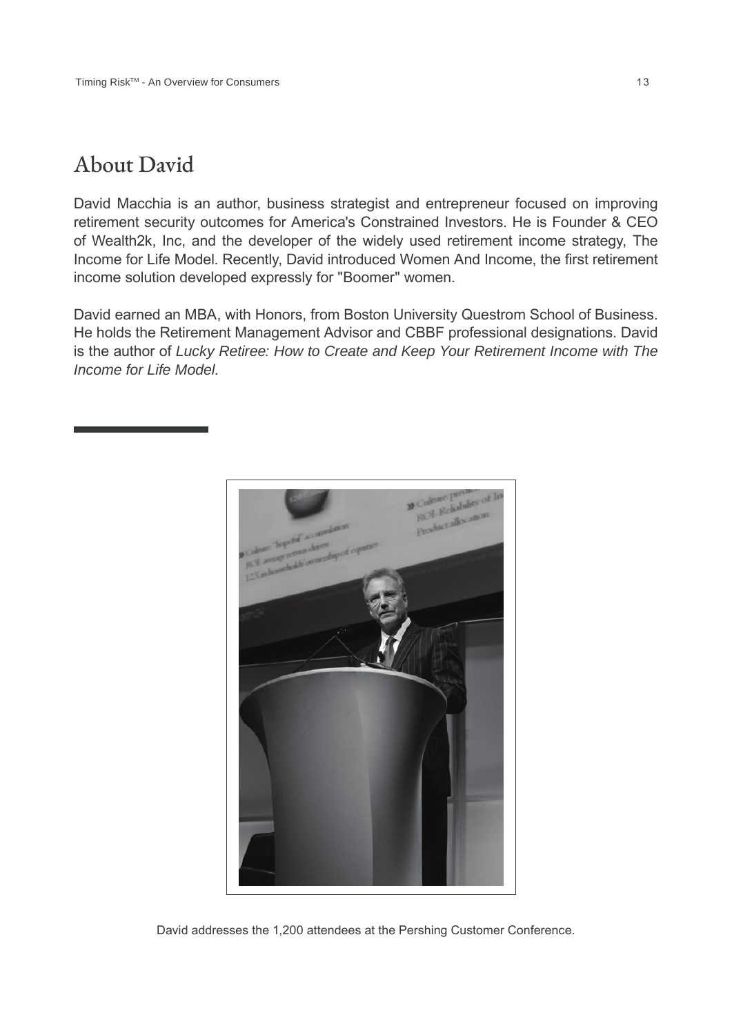## About David

David Macchia is an author, business strategist and entrepreneur focused on improving retirement security outcomes for America's Constrained Investors. He is Founder & CEO of Wealth2k, Inc, and the developer of the widely used retirement income strategy, The Income for Life Model. Recently, David introduced Women And Income, the first retirement income solution developed expressly for "Boomer" women.

David earned an MBA, with Honors, from Boston University Questrom School of Business. He holds the Retirement Management Advisor and CBBF professional designations. David is the author of *Lucky Retiree: How to Create and Keep Your Retirement Income with The Income for Life Model*.

David addresses the 1,200 attendees at the Pershing Customer Conference.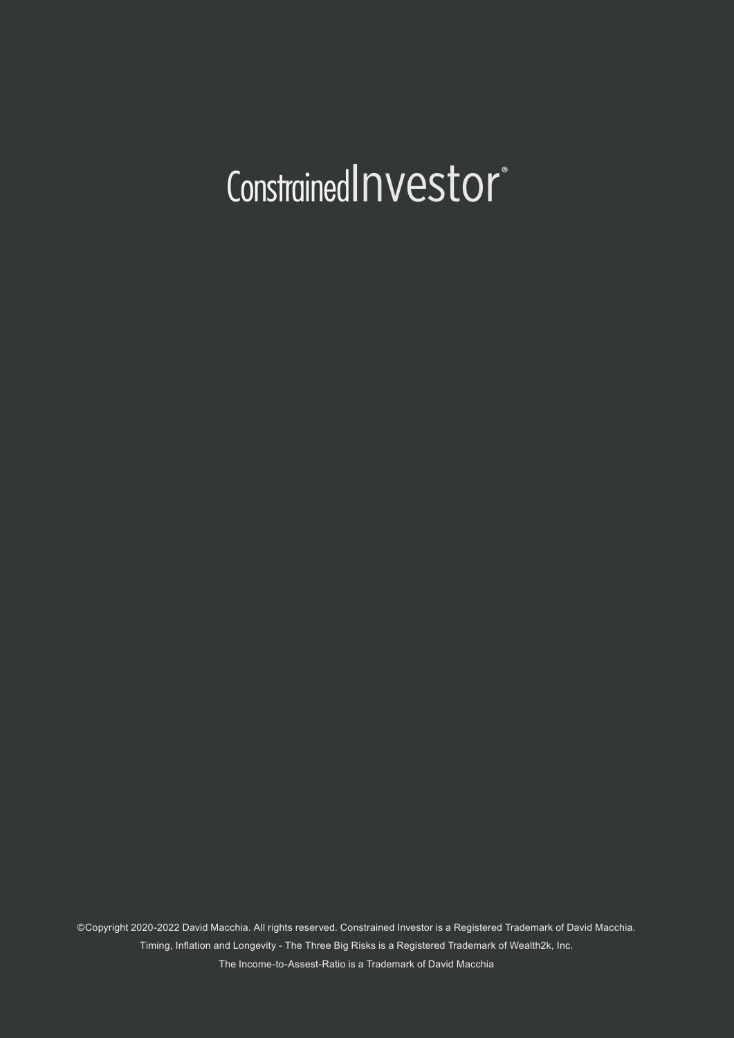# ConstrainedInvestor®

©Copyright 2020-2022 David Macchia. All rights reserved. Constrained Investor is a Registered Trademark of David Macchia.

Timing, Inflation and Longevity - The Three Big Risks is a Registered Trademark of Wealth2k, Inc.

The Income-to-Assest-Ratio is a Trademark of David Macchia